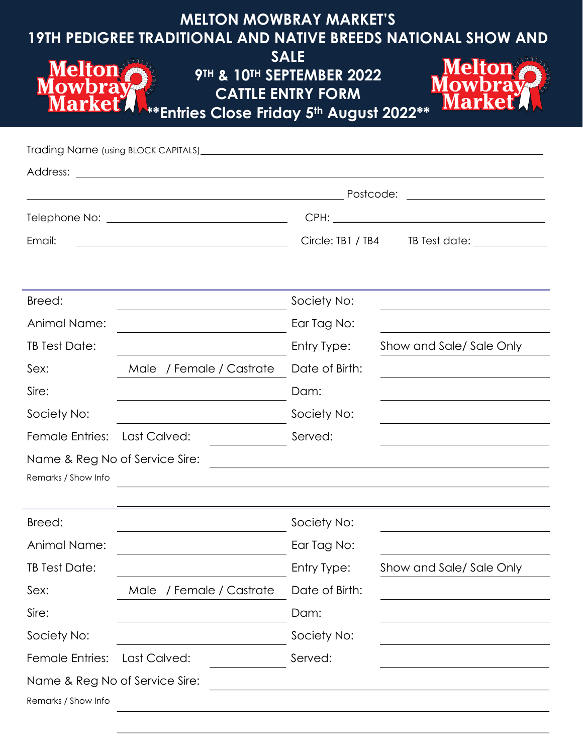# MELTON MOWBRAY MARKET'S
# 19TH PEDIGREE TRADITIONAL AND NATIVE BREEDS NATIONAL SHOW AND SALE

## 9TH & 10TH SEPTEMBER 2022

## CATTLE ENTRY FORM

**\*\*Entries Close Friday 5th August 2022\*\***

Trading Name (using BLOCK CAPITALS) ______________________________

Address: ______________________________

______________________________ Postcode: ______________

Telephone No: ______________ CPH: ______________

Email: ______________ Circle: TB1 / TB4 TB Test date: ______________

---

| | | | |
|---|---|---|---|
| Breed: | | Society No: | |
| Animal Name: | | Ear Tag No: | |
| TB Test Date: | | Entry Type: | Show and Sale/ Sale Only |
| Sex: | Male / Female / Castrate | Date of Birth: | |
| Sire: | | Dam: | |
| Society No: | | Society No: | |
| Female Entries: | Last Calved: | Served: | |

Name & Reg No of Service Sire: ______________________________

Remarks / Show Info ______________________________

______________________________

---

| | | | |
|---|---|---|---|
| Breed: | | Society No: | |
| Animal Name: | | Ear Tag No: | |
| TB Test Date: | | Entry Type: | Show and Sale/ Sale Only |
| Sex: | Male / Female / Castrate | Date of Birth: | |
| Sire: | | Dam: | |
| Society No: | | Society No: | |
| Female Entries: | Last Calved: | Served: | |

Name & Reg No of Service Sire: ______________________________

Remarks / Show Info ______________________________

______________________________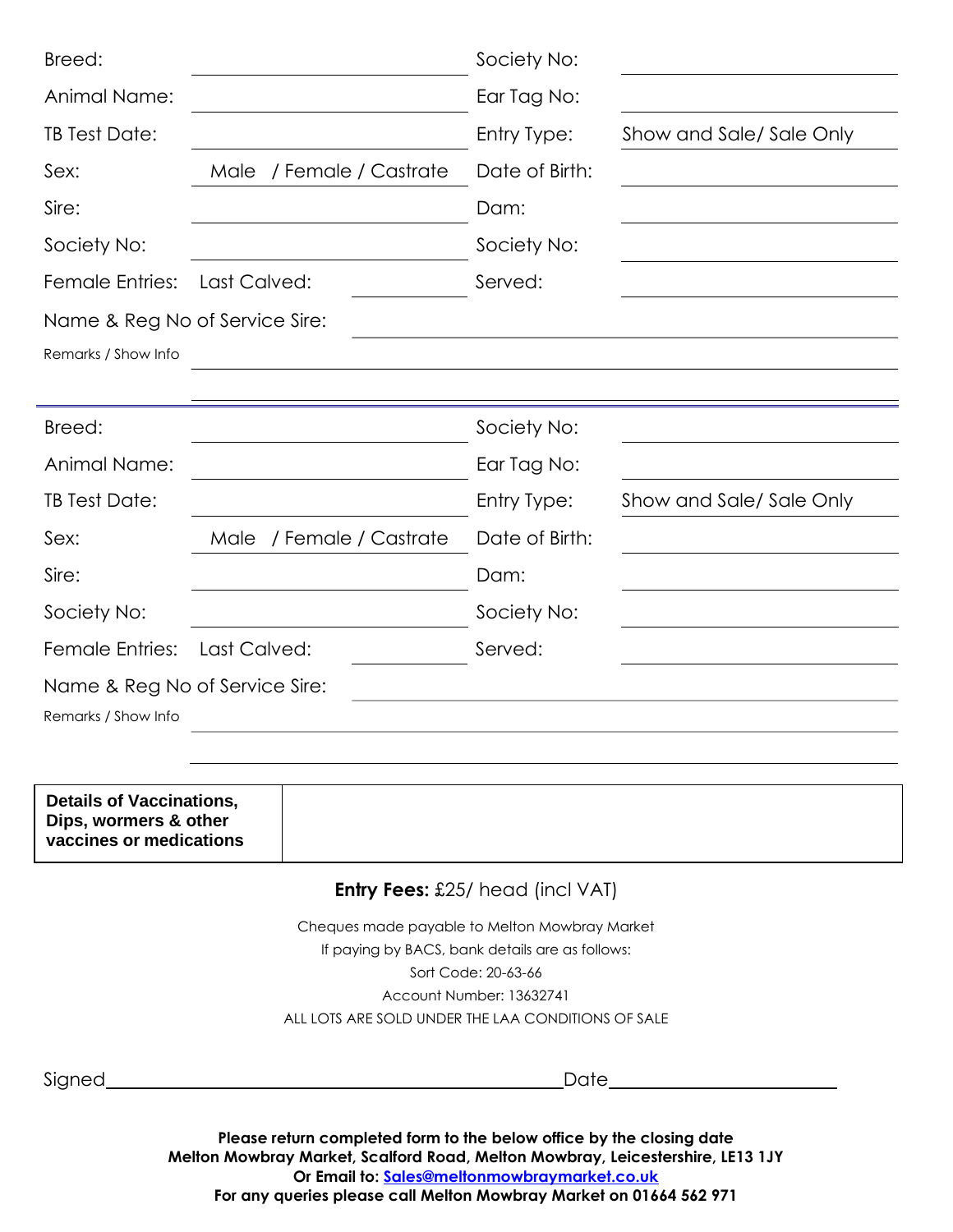| | | | |
|---|---|---|---|
| Breed: | | Society No: | |
| Animal Name: | | Ear Tag No: | |
| TB Test Date: | | Entry Type: | Show and Sale/ Sale Only |
| Sex: | Male / Female / Castrate | Date of Birth: | |
| Sire: | | Dam: | |
| Society No: | | Society No: | |
| Female Entries: | Last Calved: | Served: | |

Name & Reg No of Service Sire:

Remarks / Show Info

---

| | | | |
|---|---|---|---|
| Breed: | | Society No: | |
| Animal Name: | | Ear Tag No: | |
| TB Test Date: | | Entry Type: | Show and Sale/ Sale Only |
| Sex: | Male / Female / Castrate | Date of Birth: | |
| Sire: | | Dam: | |
| Society No: | | Society No: | |
| Female Entries: | Last Calved: | Served: | |

Name & Reg No of Service Sire:

Remarks / Show Info

| | |
|---|---|
| **Details of Vaccinations, Dips, wormers & other vaccines or medications** | |

**Entry Fees:** £25/ head (incl VAT)

Cheques made payable to Melton Mowbray Market

If paying by BACS, bank details are as follows:

Sort Code: 20-63-66

Account Number: 13632741

ALL LOTS ARE SOLD UNDER THE LAA CONDITIONS OF SALE

Signed\_\_\_\_\_\_\_\_\_\_\_\_\_\_\_\_\_\_\_\_ Date\_\_\_\_\_\_\_\_\_\_\_\_

**Please return completed form to the below office by the closing date**
**Melton Mowbray Market, Scalford Road, Melton Mowbray, Leicestershire, LE13 1JY**
**Or Email to: Sales@meltonmowbraymarket.co.uk**
**For any queries please call Melton Mowbray Market on 01664 562 971**